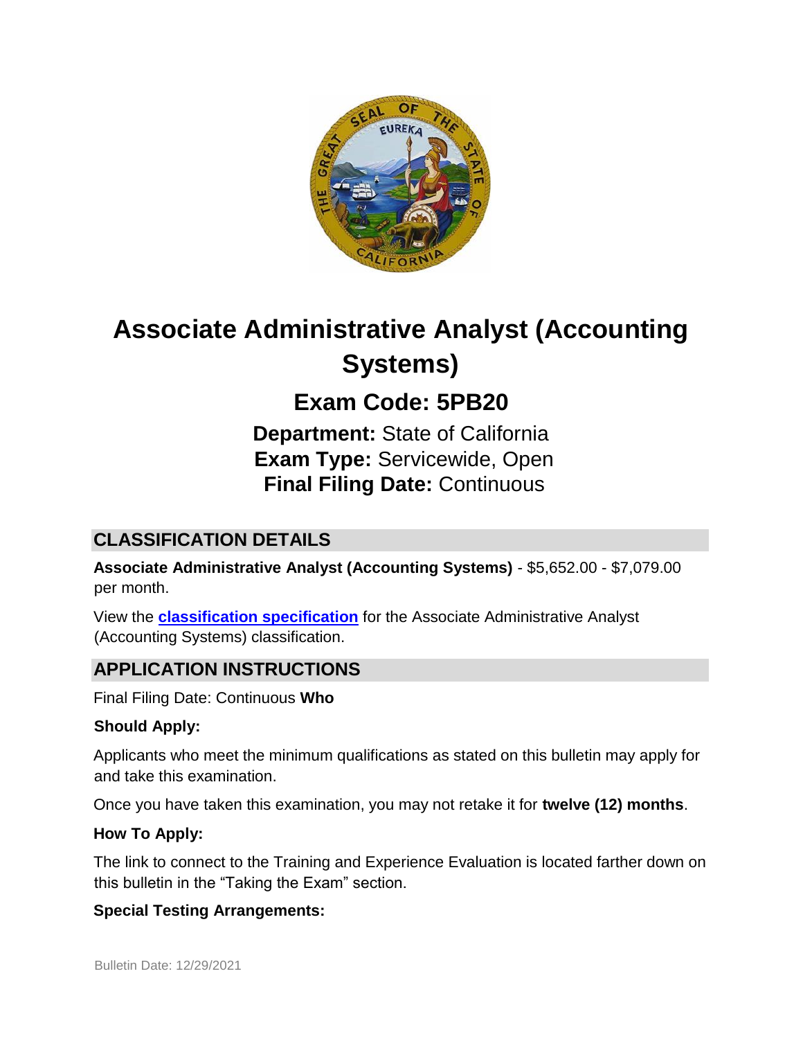# Associate Administrative Analyst (Accounting Systems)

## Exam Code: 5PB20

**Department:** State of California
**Exam Type:** Servicewide, Open
**Final Filing Date:** Continuous

## CLASSIFICATION DETAILS

**Associate Administrative Analyst (Accounting Systems)** - $5,652.00 - $7,079.00 per month.

View the **classification specification** for the Associate Administrative Analyst (Accounting Systems) classification.

## APPLICATION INSTRUCTIONS

Final Filing Date: Continuous **Who**

**Should Apply:**

Applicants who meet the minimum qualifications as stated on this bulletin may apply for and take this examination.

Once you have taken this examination, you may not retake it for **twelve (12) months**.

**How To Apply:**

The link to connect to the Training and Experience Evaluation is located farther down on this bulletin in the "Taking the Exam" section.

**Special Testing Arrangements:**

Bulletin Date: 12/29/2021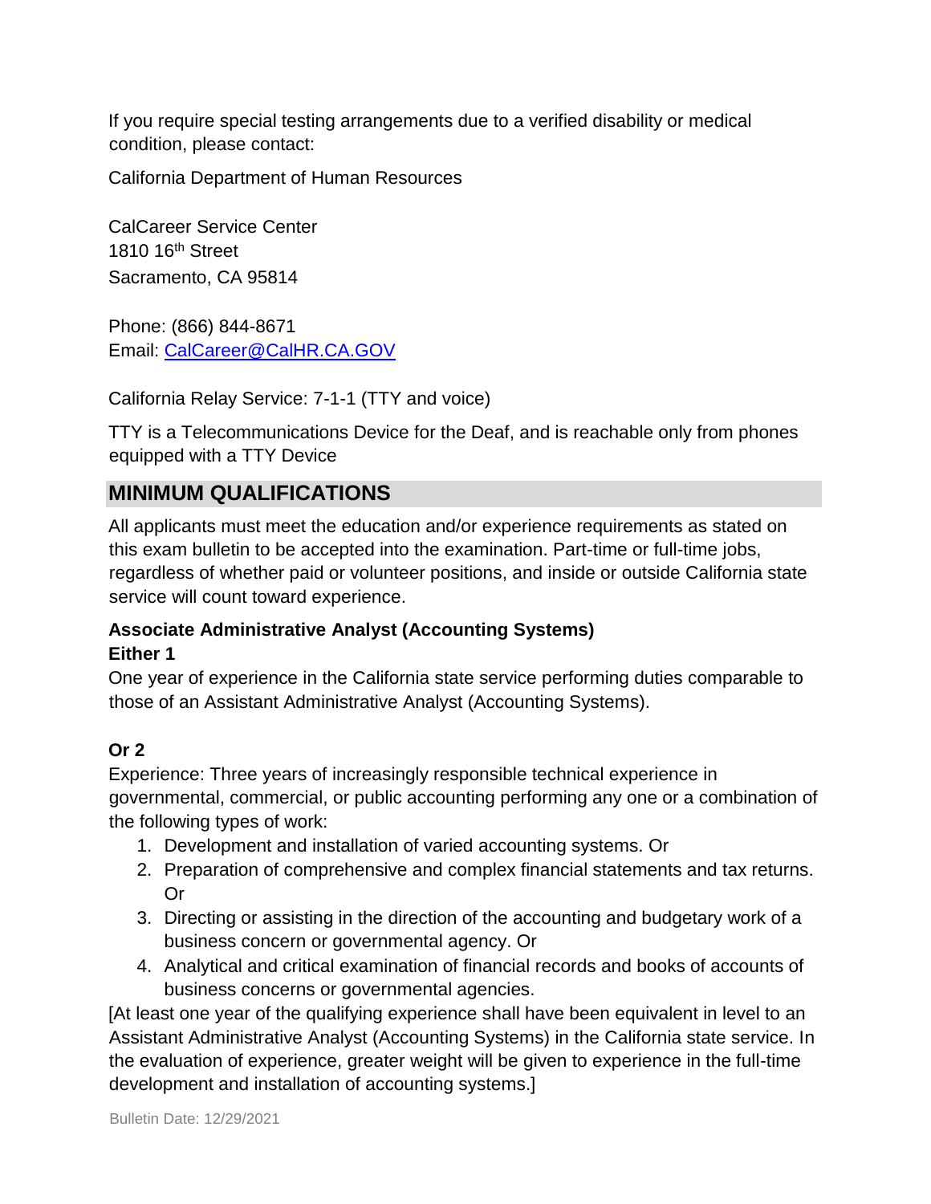If you require special testing arrangements due to a verified disability or medical condition, please contact:

California Department of Human Resources

CalCareer Service Center
1810 16th Street
Sacramento, CA 95814

Phone: (866) 844-8671
Email: CalCareer@CalHR.CA.GOV

California Relay Service: 7-1-1 (TTY and voice)

TTY is a Telecommunications Device for the Deaf, and is reachable only from phones equipped with a TTY Device

## MINIMUM QUALIFICATIONS

All applicants must meet the education and/or experience requirements as stated on this exam bulletin to be accepted into the examination. Part-time or full-time jobs, regardless of whether paid or volunteer positions, and inside or outside California state service will count toward experience.

**Associate Administrative Analyst (Accounting Systems)**
**Either 1**
One year of experience in the California state service performing duties comparable to those of an Assistant Administrative Analyst (Accounting Systems).

**Or 2**
Experience: Three years of increasingly responsible technical experience in governmental, commercial, or public accounting performing any one or a combination of the following types of work:

1. Development and installation of varied accounting systems. Or
2. Preparation of comprehensive and complex financial statements and tax returns. Or
3. Directing or assisting in the direction of the accounting and budgetary work of a business concern or governmental agency. Or
4. Analytical and critical examination of financial records and books of accounts of business concerns or governmental agencies.

[At least one year of the qualifying experience shall have been equivalent in level to an Assistant Administrative Analyst (Accounting Systems) in the California state service. In the evaluation of experience, greater weight will be given to experience in the full-time development and installation of accounting systems.]

Bulletin Date: 12/29/2021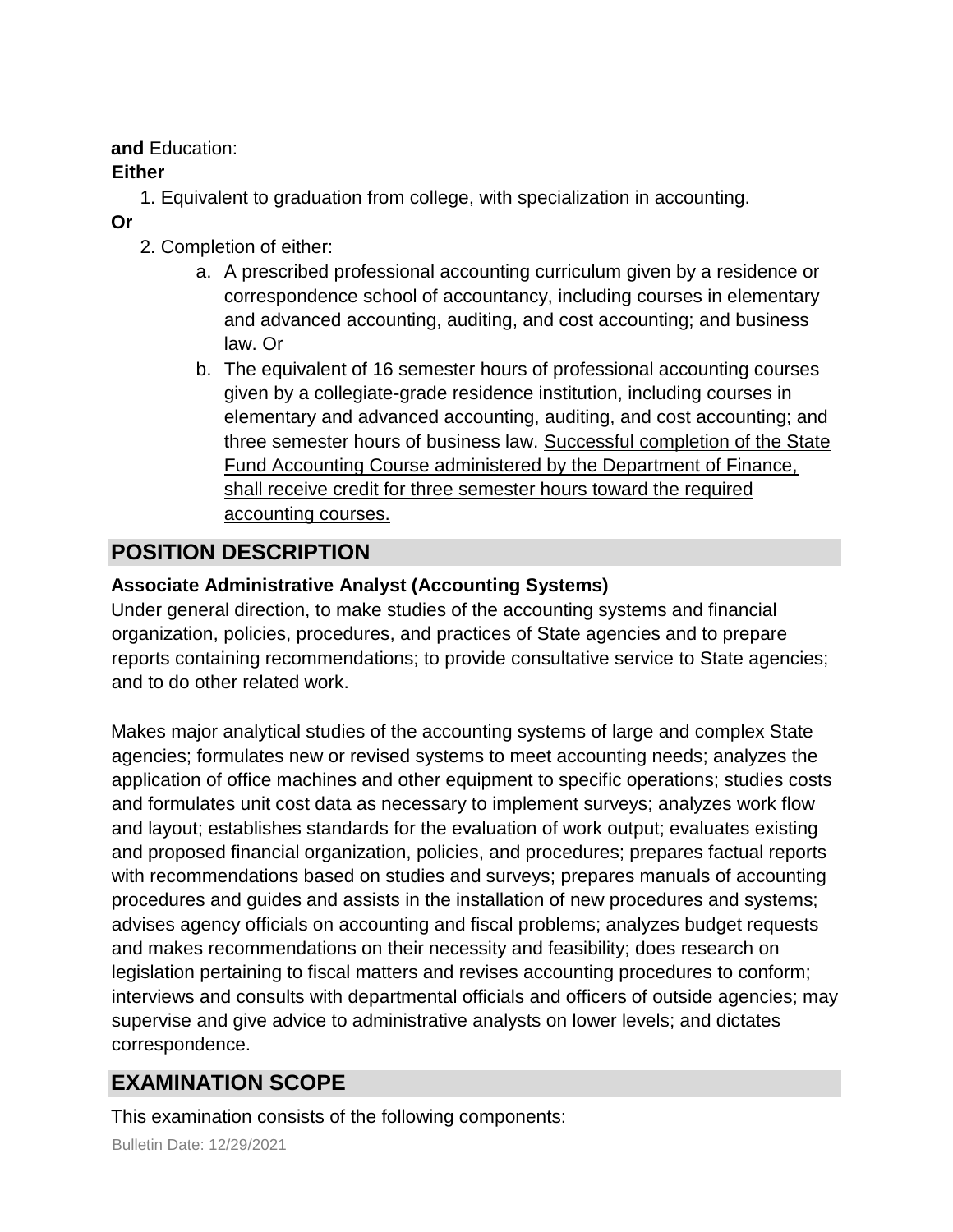**and** Education:

**Either**

1. Equivalent to graduation from college, with specialization in accounting.

**Or**

2. Completion of either:
    a. A prescribed professional accounting curriculum given by a residence or correspondence school of accountancy, including courses in elementary and advanced accounting, auditing, and cost accounting; and business law. Or
    b. The equivalent of 16 semester hours of professional accounting courses given by a collegiate-grade residence institution, including courses in elementary and advanced accounting, auditing, and cost accounting; and three semester hours of business law. <u>Successful completion of the State Fund Accounting Course administered by the Department of Finance, shall receive credit for three semester hours toward the required accounting courses.</u>

## POSITION DESCRIPTION

**Associate Administrative Analyst (Accounting Systems)**

Under general direction, to make studies of the accounting systems and financial organization, policies, procedures, and practices of State agencies and to prepare reports containing recommendations; to provide consultative service to State agencies; and to do other related work.

Makes major analytical studies of the accounting systems of large and complex State agencies; formulates new or revised systems to meet accounting needs; analyzes the application of office machines and other equipment to specific operations; studies costs and formulates unit cost data as necessary to implement surveys; analyzes work flow and layout; establishes standards for the evaluation of work output; evaluates existing and proposed financial organization, policies, and procedures; prepares factual reports with recommendations based on studies and surveys; prepares manuals of accounting procedures and guides and assists in the installation of new procedures and systems; advises agency officials on accounting and fiscal problems; analyzes budget requests and makes recommendations on their necessity and feasibility; does research on legislation pertaining to fiscal matters and revises accounting procedures to conform; interviews and consults with departmental officials and officers of outside agencies; may supervise and give advice to administrative analysts on lower levels; and dictates correspondence.

## EXAMINATION SCOPE

This examination consists of the following components: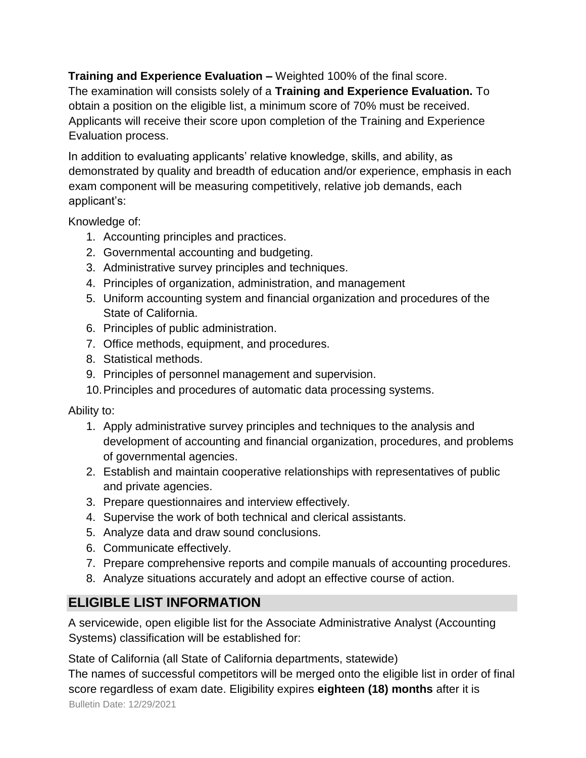**Training and Experience Evaluation –** Weighted 100% of the final score.
The examination will consists solely of a **Training and Experience Evaluation.** To obtain a position on the eligible list, a minimum score of 70% must be received. Applicants will receive their score upon completion of the Training and Experience Evaluation process.

In addition to evaluating applicants' relative knowledge, skills, and ability, as demonstrated by quality and breadth of education and/or experience, emphasis in each exam component will be measuring competitively, relative job demands, each applicant's:

Knowledge of:

1. Accounting principles and practices.
2. Governmental accounting and budgeting.
3. Administrative survey principles and techniques.
4. Principles of organization, administration, and management
5. Uniform accounting system and financial organization and procedures of the State of California.
6. Principles of public administration.
7. Office methods, equipment, and procedures.
8. Statistical methods.
9. Principles of personnel management and supervision.
10. Principles and procedures of automatic data processing systems.

Ability to:

1. Apply administrative survey principles and techniques to the analysis and development of accounting and financial organization, procedures, and problems of governmental agencies.
2. Establish and maintain cooperative relationships with representatives of public and private agencies.
3. Prepare questionnaires and interview effectively.
4. Supervise the work of both technical and clerical assistants.
5. Analyze data and draw sound conclusions.
6. Communicate effectively.
7. Prepare comprehensive reports and compile manuals of accounting procedures.
8. Analyze situations accurately and adopt an effective course of action.

## ELIGIBLE LIST INFORMATION

A servicewide, open eligible list for the Associate Administrative Analyst (Accounting Systems) classification will be established for:

State of California (all State of California departments, statewide)
The names of successful competitors will be merged onto the eligible list in order of final score regardless of exam date. Eligibility expires **eighteen (18) months** after it is

Bulletin Date: 12/29/2021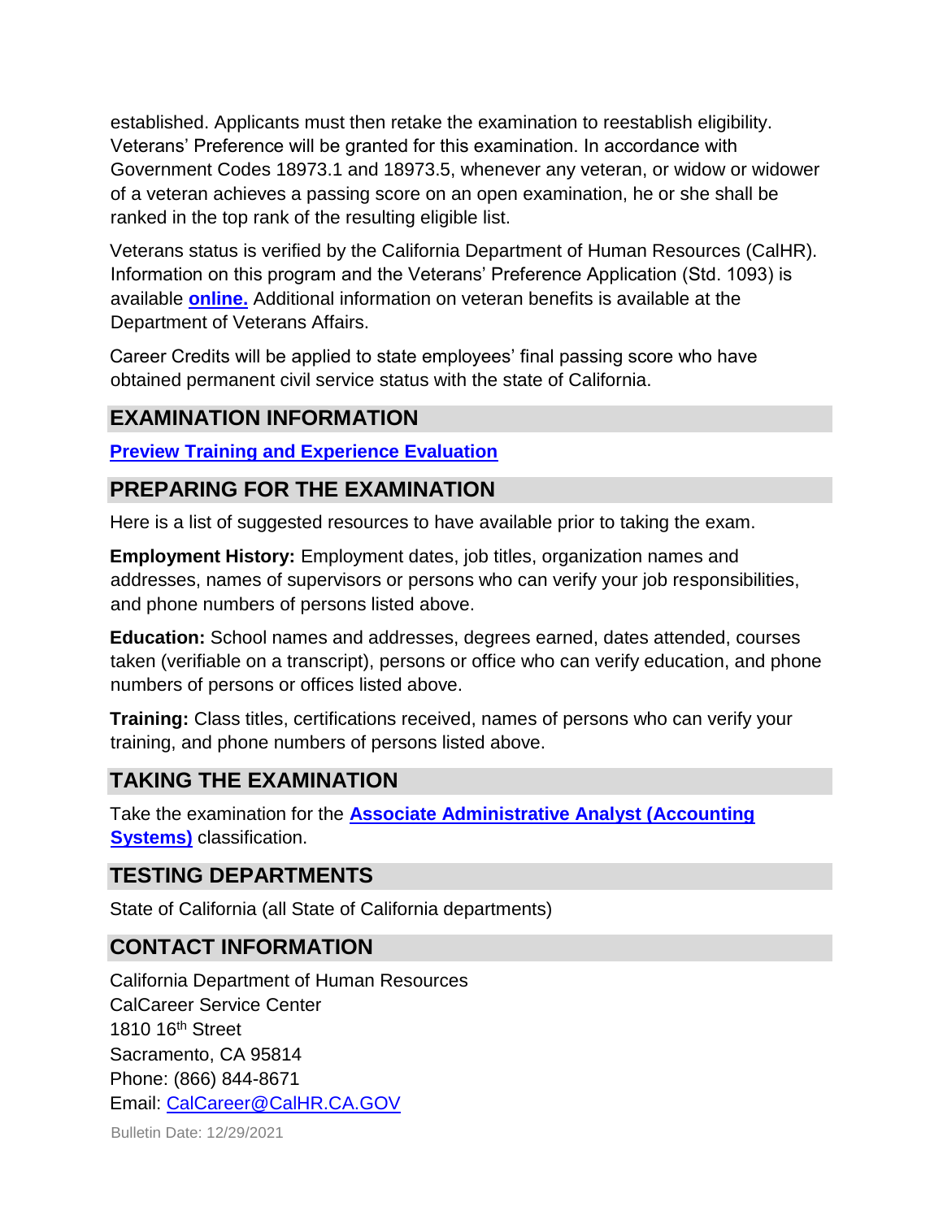established. Applicants must then retake the examination to reestablish eligibility. Veterans' Preference will be granted for this examination. In accordance with Government Codes 18973.1 and 18973.5, whenever any veteran, or widow or widower of a veteran achieves a passing score on an open examination, he or she shall be ranked in the top rank of the resulting eligible list.

Veterans status is verified by the California Department of Human Resources (CalHR). Information on this program and the Veterans' Preference Application (Std. 1093) is available **online.** Additional information on veteran benefits is available at the Department of Veterans Affairs.

Career Credits will be applied to state employees' final passing score who have obtained permanent civil service status with the state of California.

## EXAMINATION INFORMATION

**Preview Training and Experience Evaluation**

## PREPARING FOR THE EXAMINATION

Here is a list of suggested resources to have available prior to taking the exam.

**Employment History:** Employment dates, job titles, organization names and addresses, names of supervisors or persons who can verify your job responsibilities, and phone numbers of persons listed above.

**Education:** School names and addresses, degrees earned, dates attended, courses taken (verifiable on a transcript), persons or office who can verify education, and phone numbers of persons or offices listed above.

**Training:** Class titles, certifications received, names of persons who can verify your training, and phone numbers of persons listed above.

## TAKING THE EXAMINATION

Take the examination for the **Associate Administrative Analyst (Accounting Systems)** classification.

## TESTING DEPARTMENTS

State of California (all State of California departments)

## CONTACT INFORMATION

California Department of Human Resources
CalCareer Service Center
1810 16th Street
Sacramento, CA 95814
Phone: (866) 844-8671
Email: CalCareer@CalHR.CA.GOV

Bulletin Date: 12/29/2021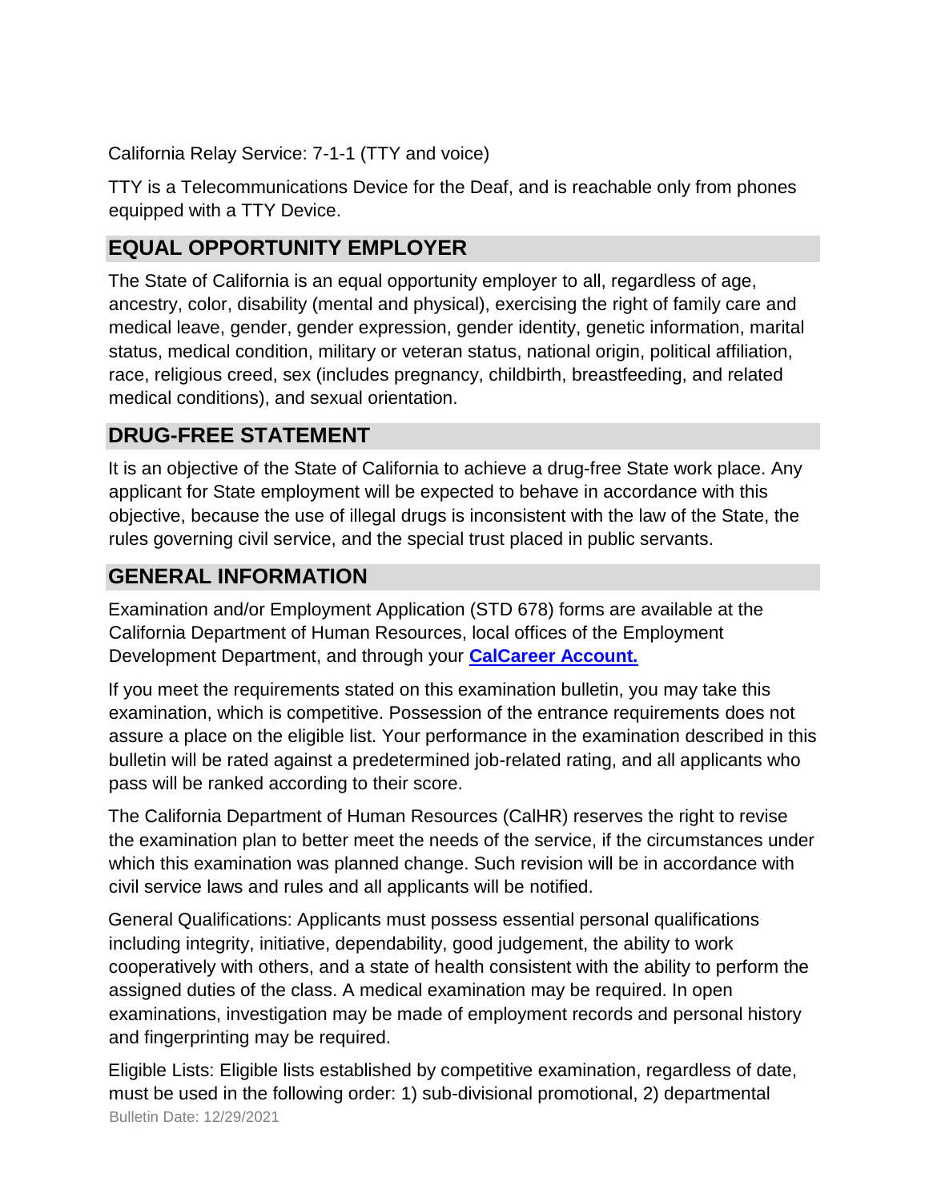California Relay Service: 7-1-1 (TTY and voice)

TTY is a Telecommunications Device for the Deaf, and is reachable only from phones equipped with a TTY Device.

## EQUAL OPPORTUNITY EMPLOYER

The State of California is an equal opportunity employer to all, regardless of age, ancestry, color, disability (mental and physical), exercising the right of family care and medical leave, gender, gender expression, gender identity, genetic information, marital status, medical condition, military or veteran status, national origin, political affiliation, race, religious creed, sex (includes pregnancy, childbirth, breastfeeding, and related medical conditions), and sexual orientation.

## DRUG-FREE STATEMENT

It is an objective of the State of California to achieve a drug-free State work place. Any applicant for State employment will be expected to behave in accordance with this objective, because the use of illegal drugs is inconsistent with the law of the State, the rules governing civil service, and the special trust placed in public servants.

## GENERAL INFORMATION

Examination and/or Employment Application (STD 678) forms are available at the California Department of Human Resources, local offices of the Employment Development Department, and through your **CalCareer Account.**

If you meet the requirements stated on this examination bulletin, you may take this examination, which is competitive. Possession of the entrance requirements does not assure a place on the eligible list. Your performance in the examination described in this bulletin will be rated against a predetermined job-related rating, and all applicants who pass will be ranked according to their score.

The California Department of Human Resources (CalHR) reserves the right to revise the examination plan to better meet the needs of the service, if the circumstances under which this examination was planned change. Such revision will be in accordance with civil service laws and rules and all applicants will be notified.

General Qualifications: Applicants must possess essential personal qualifications including integrity, initiative, dependability, good judgement, the ability to work cooperatively with others, and a state of health consistent with the ability to perform the assigned duties of the class. A medical examination may be required. In open examinations, investigation may be made of employment records and personal history and fingerprinting may be required.

Eligible Lists: Eligible lists established by competitive examination, regardless of date, must be used in the following order: 1) sub-divisional promotional, 2) departmental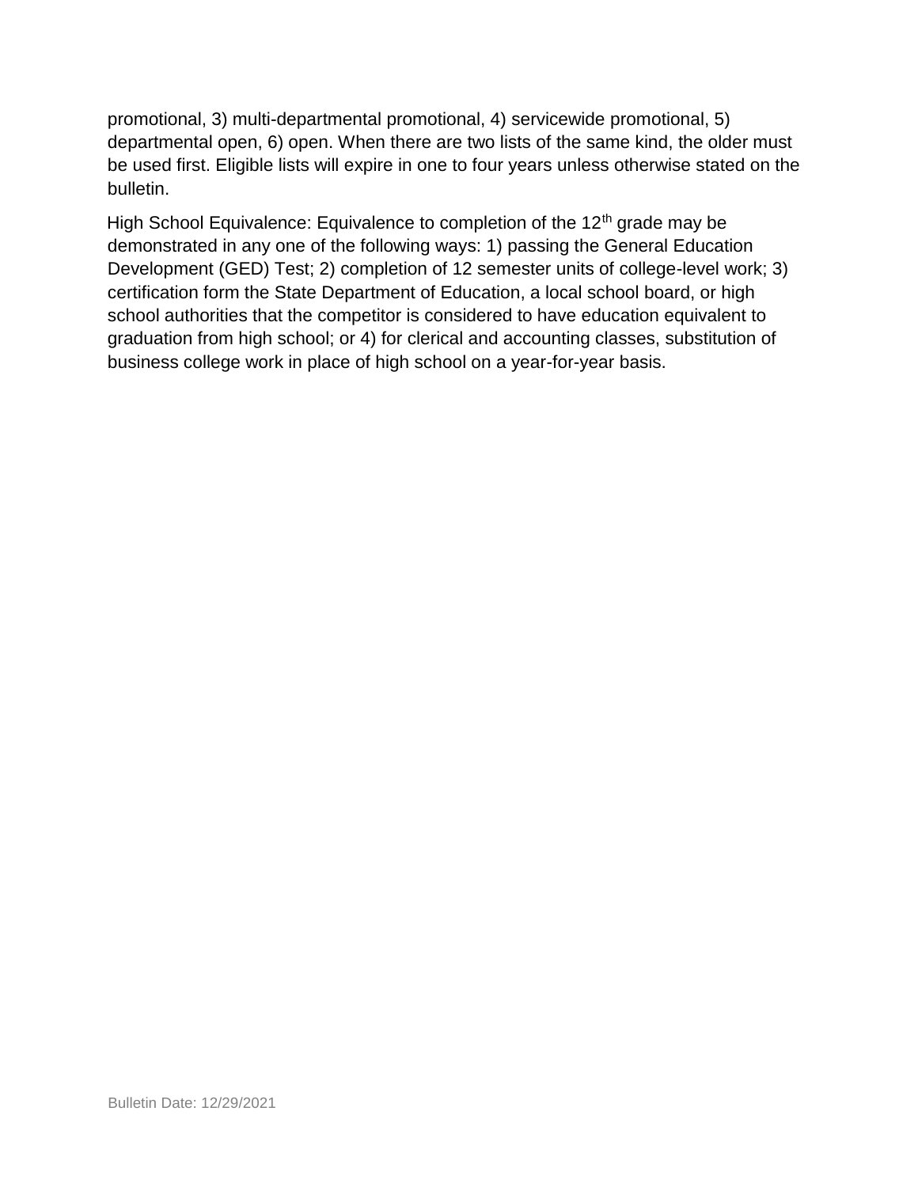promotional, 3) multi-departmental promotional, 4) servicewide promotional, 5) departmental open, 6) open. When there are two lists of the same kind, the older must be used first. Eligible lists will expire in one to four years unless otherwise stated on the bulletin.

High School Equivalence: Equivalence to completion of the 12th grade may be demonstrated in any one of the following ways: 1) passing the General Education Development (GED) Test; 2) completion of 12 semester units of college-level work; 3) certification form the State Department of Education, a local school board, or high school authorities that the competitor is considered to have education equivalent to graduation from high school; or 4) for clerical and accounting classes, substitution of business college work in place of high school on a year-for-year basis.